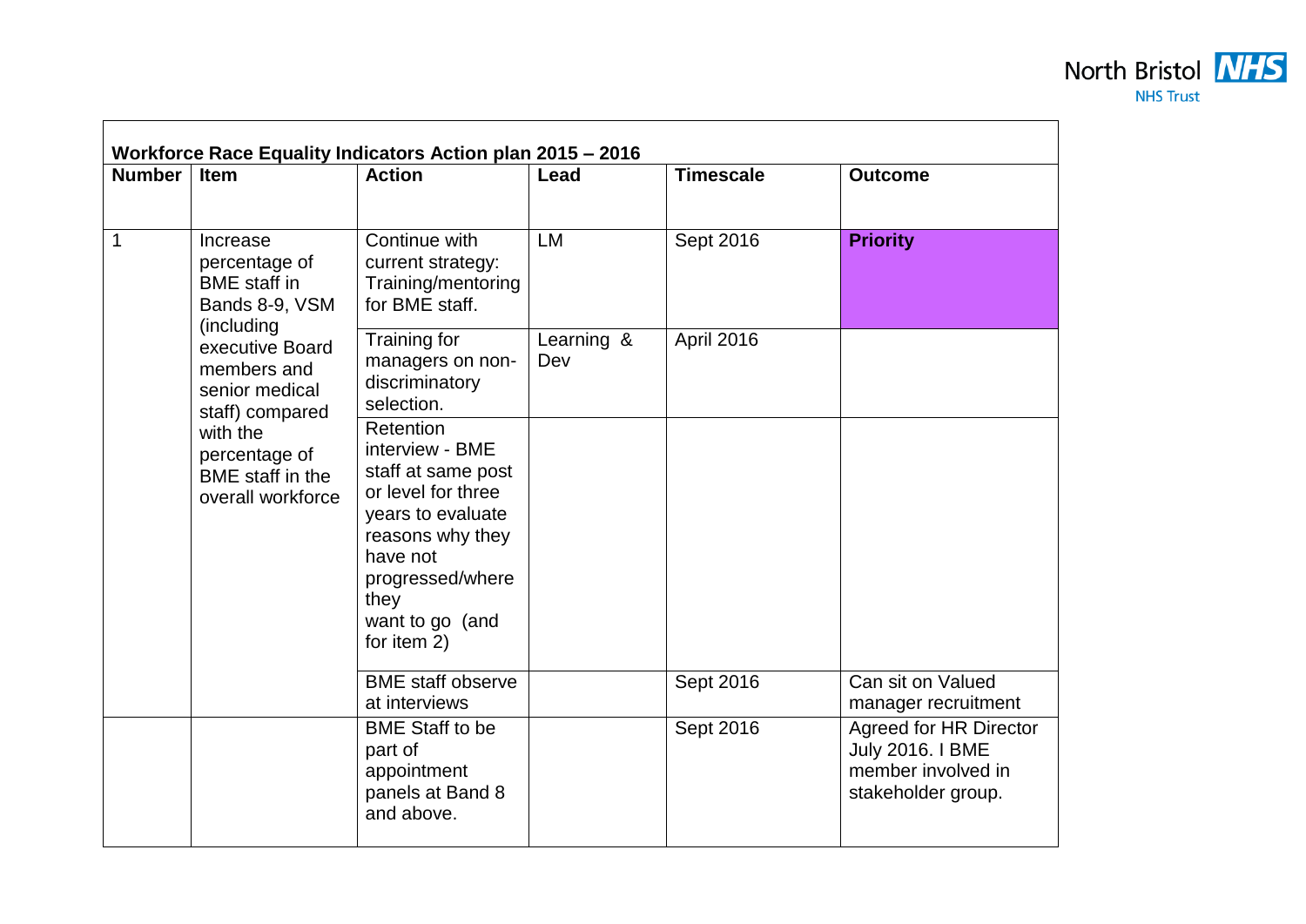**Workforce Race Equality Indicators Action plan 2015 – 2016**

| Number | Item | Action | Lead | Timescale | Outcome |
|---|---|---|---|---|---|
| 1 | Increase percentage of BME staff in Bands 8-9, VSM (including executive Board members and senior medical staff) compared with the percentage of BME staff in the overall workforce | Continue with current strategy: Training/mentoring for BME staff. | LM | Sept 2016 | **Priority** |
| | | Training for managers on non-discriminatory selection. | Learning & Dev | April 2016 | |
| | | Retention interview - BME staff at same post or level for three years to evaluate reasons why they have not progressed/where they want to go (and for item 2) | | | |
| | | BME staff observe at interviews | | Sept 2016 | Can sit on Valued manager recruitment |
| | | BME Staff to be part of appointment panels at Band 8 and above. | | Sept 2016 | Agreed for HR Director July 2016. I BME member involved in stakeholder group. |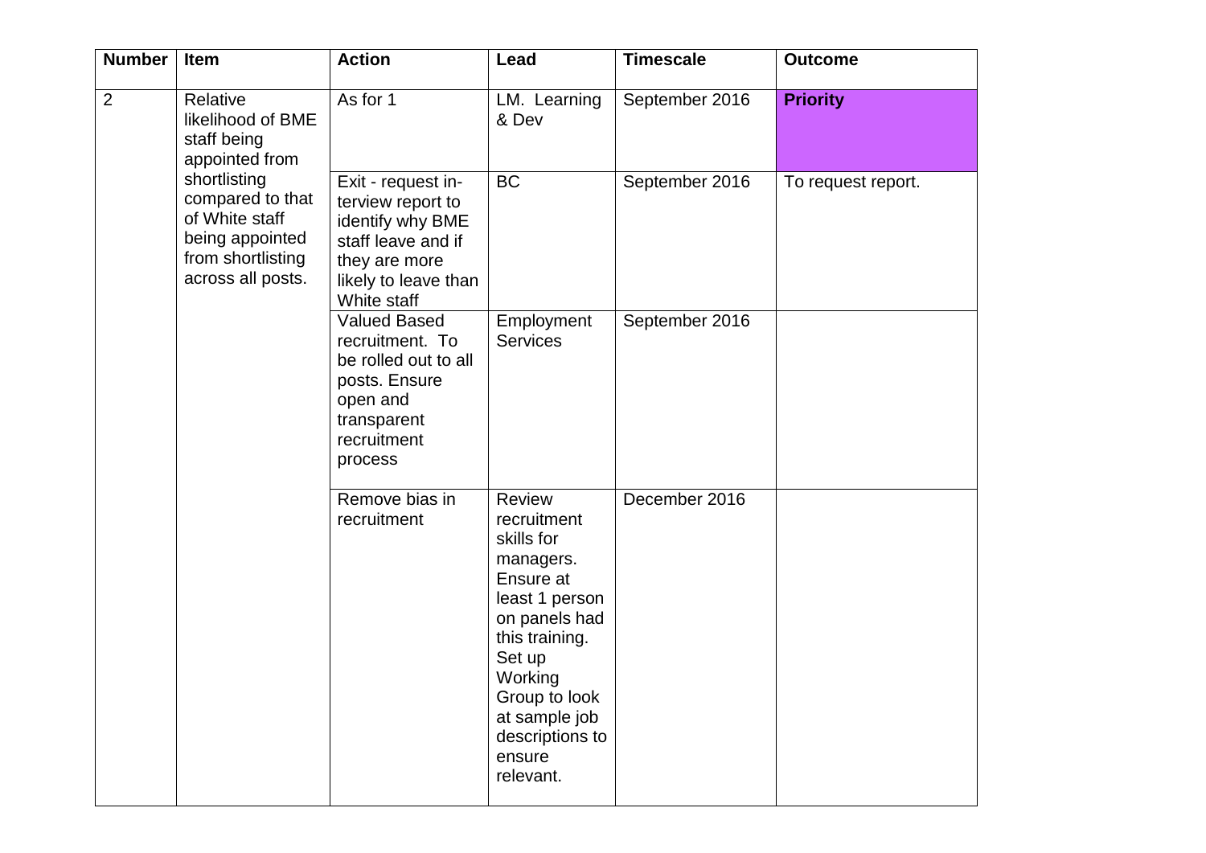| Number | Item | Action | Lead | Timescale | Outcome |
|---|---|---|---|---|---|
| 2 | Relative likelihood of BME staff being appointed from shortlisting compared to that of White staff being appointed from shortlisting across all posts. | As for 1 | LM. Learning & Dev | September 2016 | **Priority** |
| | | Exit - request interview report to identify why BME staff leave and if they are more likely to leave than White staff | BC | September 2016 | To request report. |
| | | Valued Based recruitment. To be rolled out to all posts. Ensure open and transparent recruitment process | Employment Services | September 2016 | |
| | | Remove bias in recruitment | Review recruitment skills for managers. Ensure at least 1 person on panels had this training. Set up Working Group to look at sample job descriptions to ensure relevant. | December 2016 | |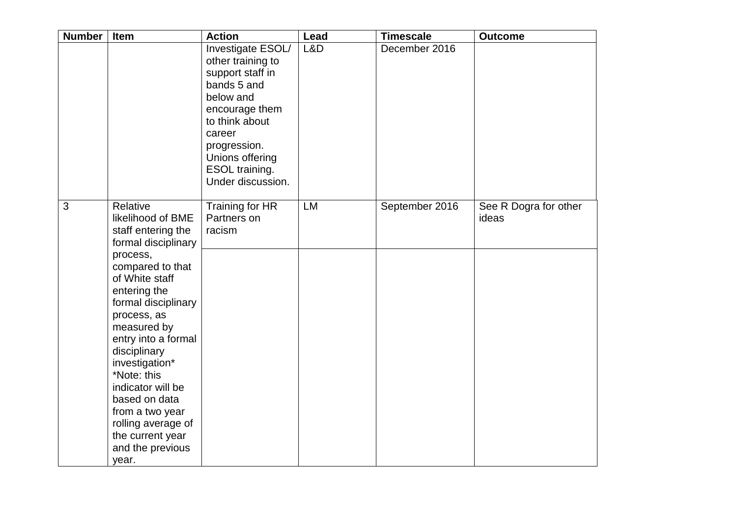| Number | Item | Action | Lead | Timescale | Outcome |
|---|---|---|---|---|---|
| | | Investigate ESOL/ other training to support staff in bands 5 and below and encourage them to think about career progression. Unions offering ESOL training. Under discussion. | L&D | December 2016 | |
| 3 | Relative likelihood of BME staff entering the formal disciplinary process, compared to that of White staff entering the formal disciplinary process, as measured by entry into a formal disciplinary investigation* *Note: this indicator will be based on data from a two year rolling average of the current year and the previous year. | Training for HR Partners on racism | LM | September 2016 | See R Dogra for other ideas |
| | | | | | |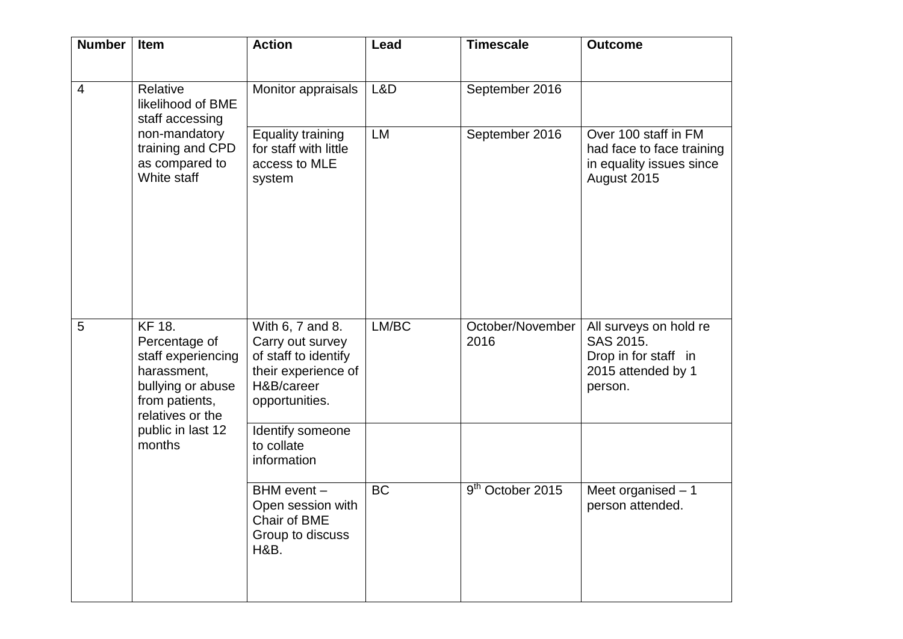| Number | Item | Action | Lead | Timescale | Outcome |
|---|---|---|---|---|---|
| 4 | Relative likelihood of BME staff accessing non-mandatory training and CPD as compared to White staff | Monitor appraisals | L&D | September 2016 | |
| | | Equality training for staff with little access to MLE system | LM | September 2016 | Over 100 staff in FM had face to face training in equality issues since August 2015 |
| 5 | KF 18. Percentage of staff experiencing harassment, bullying or abuse from patients, relatives or the public in last 12 months | With 6, 7 and 8. Carry out survey of staff to identify their experience of H&B/career opportunities. | LM/BC | October/November 2016 | All surveys on hold re SAS 2015. Drop in for staff in 2015 attended by 1 person. |
| | | Identify someone to collate information | | | |
| | | BHM event – Open session with Chair of BME Group to discuss H&B. | BC | 9th October 2015 | Meet organised – 1 person attended. |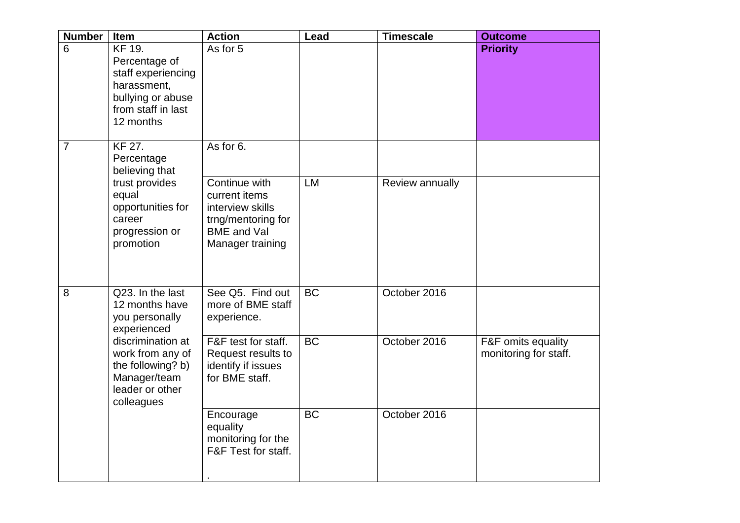| Number | Item | Action | Lead | Timescale | Outcome |
|---|---|---|---|---|---|
| 6 | KF 19. Percentage of staff experiencing harassment, bullying or abuse from staff in last 12 months | As for 5 | | | **Priority** |
| 7 | KF 27. Percentage believing that trust provides equal opportunities for career progression or promotion | As for 6. | | | |
| | | Continue with current items interview skills trng/mentoring for BME and Val Manager training | LM | Review annually | |
| 8 | Q23. In the last 12 months have you personally experienced discrimination at work from any of the following? b) Manager/team leader or other colleagues | See Q5. Find out more of BME staff experience. | BC | October 2016 | |
| | | F&F test for staff. Request results to identify if issues for BME staff. | BC | October 2016 | F&F omits equality monitoring for staff. |
| | | Encourage equality monitoring for the F&F Test for staff. . | BC | October 2016 | |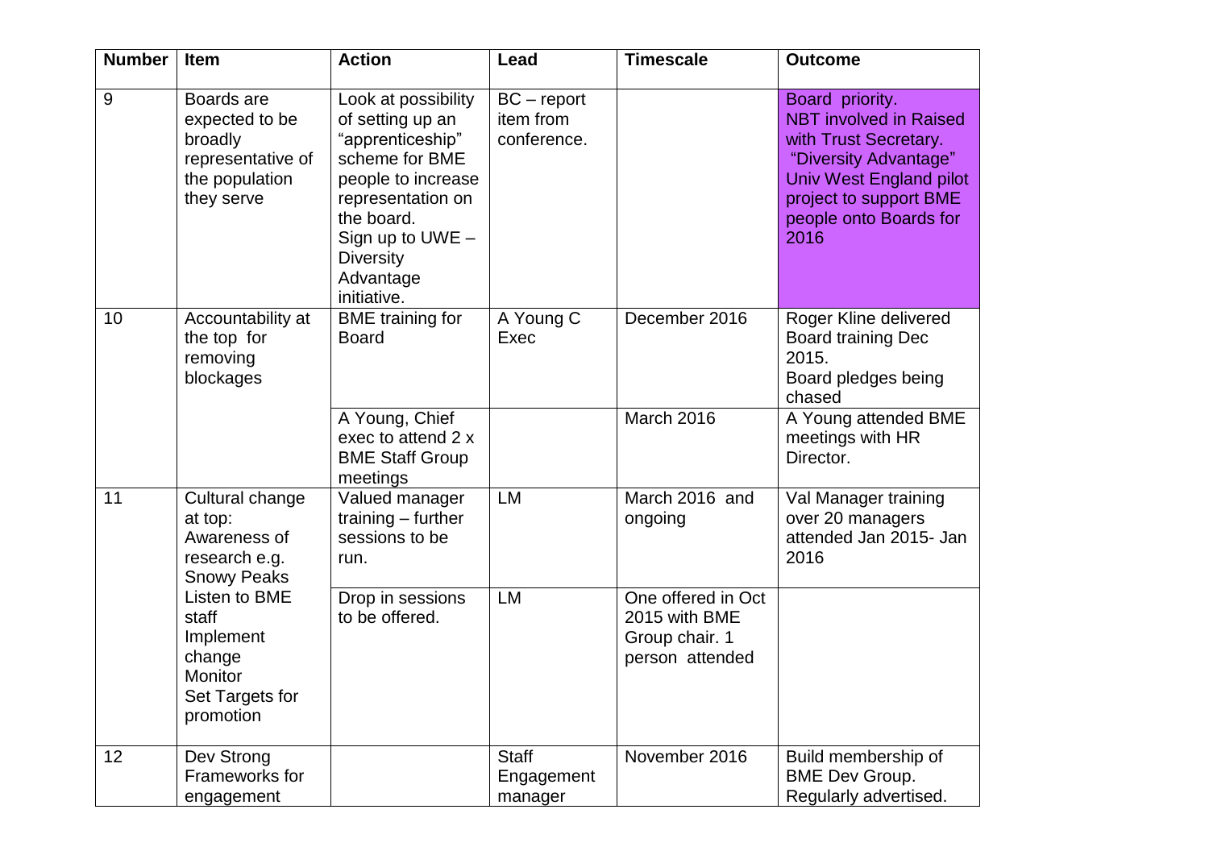| Number | Item | Action | Lead | Timescale | Outcome |
|---|---|---|---|---|---|
| 9 | Boards are expected to be broadly representative of the population they serve | Look at possibility of setting up an "apprenticeship" scheme for BME people to increase representation on the board. Sign up to UWE – Diversity Advantage initiative. | BC – report item from conference. | | Board priority. NBT involved in Raised with Trust Secretary. "Diversity Advantage" Univ West England pilot project to support BME people onto Boards for 2016 |
| 10 | Accountability at the top for removing blockages | BME training for Board | A Young C Exec | December 2016 | Roger Kline delivered Board training Dec 2015. Board pledges being chased |
| | | A Young, Chief exec to attend 2 x BME Staff Group meetings | | March 2016 | A Young attended BME meetings with HR Director. |
| 11 | Cultural change at top: Awareness of research e.g. Snowy Peaks Listen to BME staff Implement change Monitor Set Targets for promotion | Valued manager training – further sessions to be run. | LM | March 2016 and ongoing | Val Manager training over 20 managers attended Jan 2015- Jan 2016 |
| | | Drop in sessions to be offered. | LM | One offered in Oct 2015 with BME Group chair. 1 person attended | |
| 12 | Dev Strong Frameworks for engagement | | Staff Engagement manager | November 2016 | Build membership of BME Dev Group. Regularly advertised. |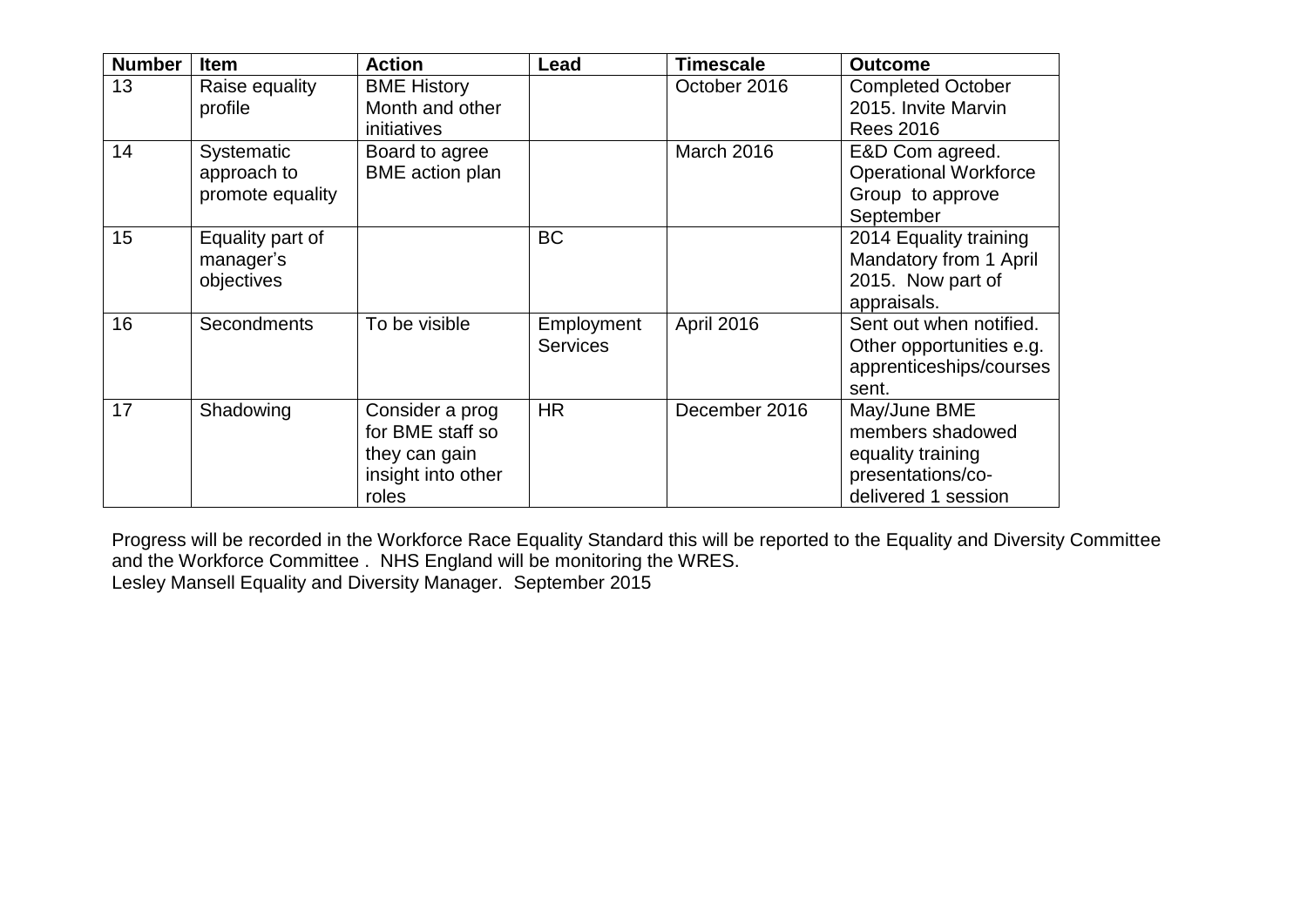| Number | Item | Action | Lead | Timescale | Outcome |
|---|---|---|---|---|---|
| 13 | Raise equality profile | BME History Month and other initiatives | | October 2016 | Completed October 2015. Invite Marvin Rees 2016 |
| 14 | Systematic approach to promote equality | Board to agree BME action plan | | March 2016 | E&D Com agreed. Operational Workforce Group to approve September |
| 15 | Equality part of manager's objectives | | BC | | 2014 Equality training Mandatory from 1 April 2015. Now part of appraisals. |
| 16 | Secondments | To be visible | Employment Services | April 2016 | Sent out when notified. Other opportunities e.g. apprenticeships/courses sent. |
| 17 | Shadowing | Consider a prog for BME staff so they can gain insight into other roles | HR | December 2016 | May/June BME members shadowed equality training presentations/co-delivered 1 session |

Progress will be recorded in the Workforce Race Equality Standard this will be reported to the Equality and Diversity Committee and the Workforce Committee . NHS England will be monitoring the WRES.
Lesley Mansell Equality and Diversity Manager. September 2015